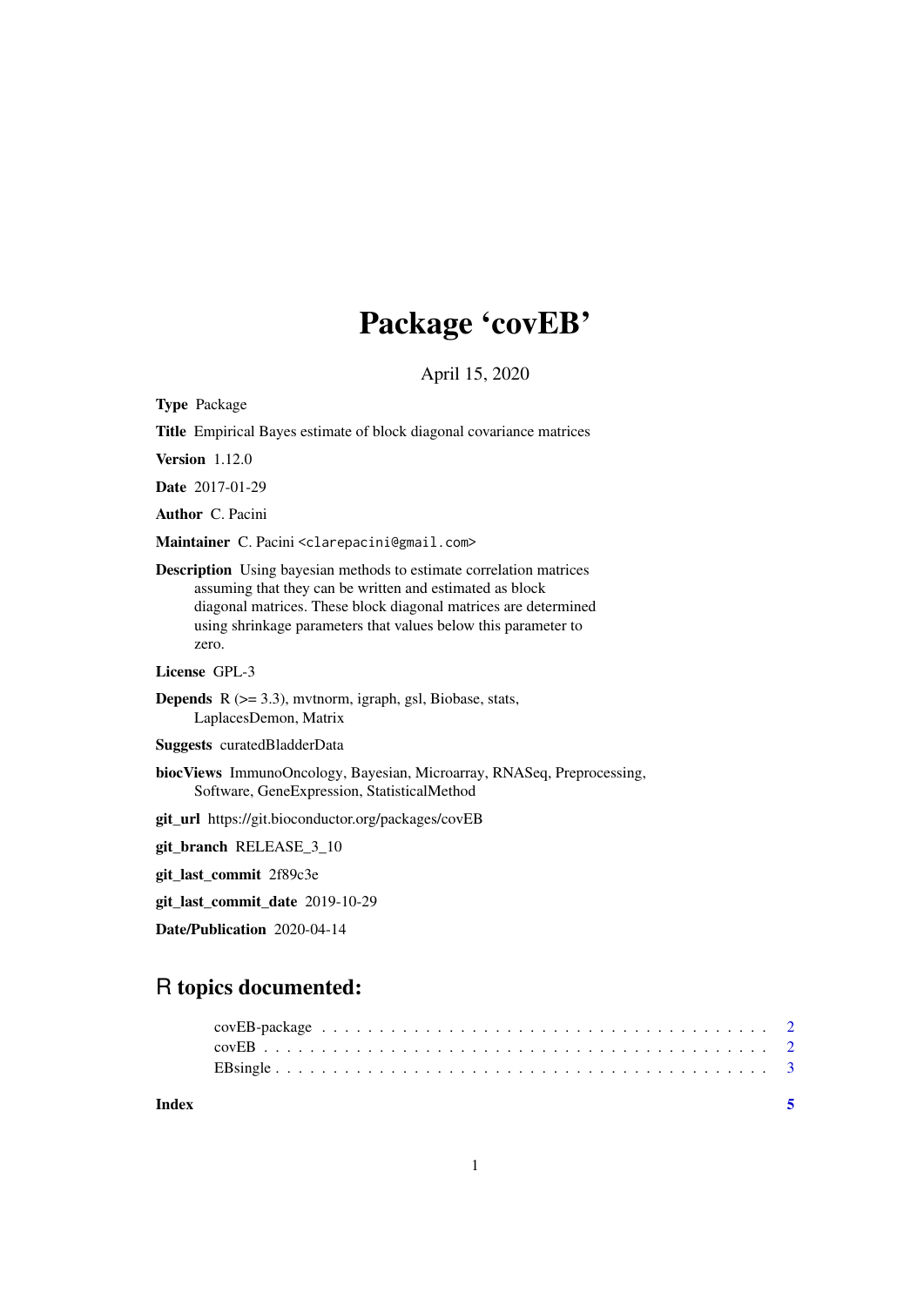# Package 'covEB'

April 15, 2020

**Type** Package

**Title** Empirical Bayes estimate of block diagonal covariance matrices

**Version** 1.12.0

**Date** 2017-01-29

**Author** C. Pacini

**Maintainer** C. Pacini <clarepacini@gmail.com>

**Description** Using bayesian methods to estimate correlation matrices assuming that they can be written and estimated as block diagonal matrices. These block diagonal matrices are determined using shrinkage parameters that values below this parameter to zero.

**License** GPL-3

**Depends** R (>= 3.3), mvtnorm, igraph, gsl, Biobase, stats, LaplacesDemon, Matrix

**Suggests** curatedBladderData

**biocViews** ImmunoOncology, Bayesian, Microarray, RNASeq, Preprocessing, Software, GeneExpression, StatisticalMethod

**git_url** https://git.bioconductor.org/packages/covEB

**git_branch** RELEASE_3_10

**git_last_commit** 2f89c3e

**git_last_commit_date** 2019-10-29

**Date/Publication** 2020-04-14

## R topics documented:

| | |
|---|---|
| covEB-package | 2 |
| covEB | 2 |
| EBsingle | 3 |
| **Index** | **5** |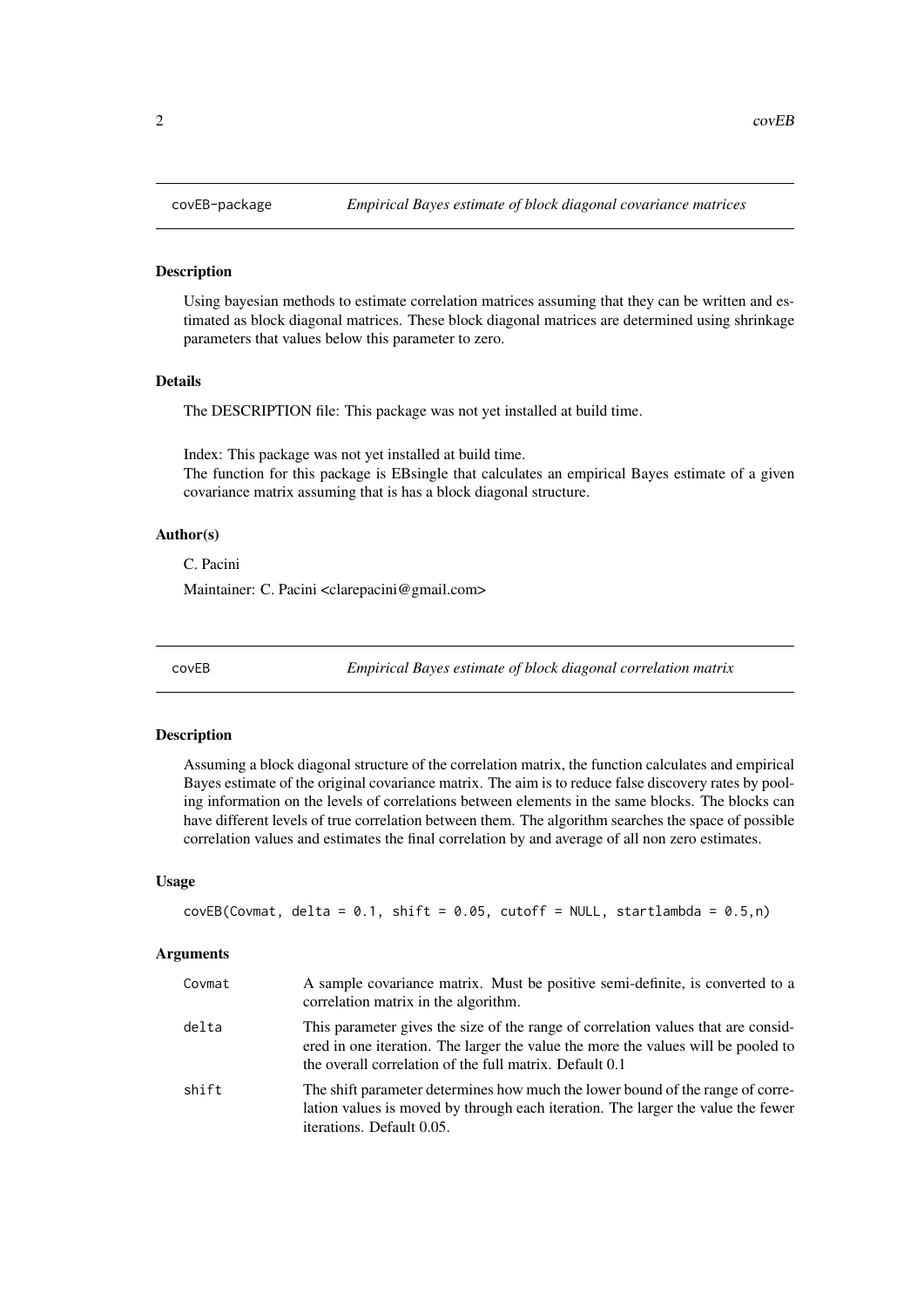`covEB-package` *Empirical Bayes estimate of block diagonal covariance matrices*

### Description

Using bayesian methods to estimate correlation matrices assuming that they can be written and estimated as block diagonal matrices. These block diagonal matrices are determined using shrinkage parameters that values below this parameter to zero.

### Details

The DESCRIPTION file: This package was not yet installed at build time.

Index: This package was not yet installed at build time.
The function for this package is EBsingle that calculates an empirical Bayes estimate of a given covariance matrix assuming that is has a block diagonal structure.

### Author(s)

C. Pacini

Maintainer: C. Pacini <clarepacini@gmail.com>

---

`covEB` *Empirical Bayes estimate of block diagonal correlation matrix*

### Description

Assuming a block diagonal structure of the correlation matrix, the function calculates and empirical Bayes estimate of the original covariance matrix. The aim is to reduce false discovery rates by pooling information on the levels of correlations between elements in the same blocks. The blocks can have different levels of true correlation between them. The algorithm searches the space of possible correlation values and estimates the final correlation by and average of all non zero estimates.

### Usage

```
covEB(Covmat, delta = 0.1, shift = 0.05, cutoff = NULL, startlambda = 0.5,n)
```

### Arguments

| | |
|---|---|
| `Covmat` | A sample covariance matrix. Must be positive semi-definite, is converted to a correlation matrix in the algorithm. |
| `delta` | This parameter gives the size of the range of correlation values that are considered in one iteration. The larger the value the more the values will be pooled to the overall correlation of the full matrix. Default 0.1 |
| `shift` | The shift parameter determines how much the lower bound of the range of correlation values is moved by through each iteration. The larger the value the fewer iterations. Default 0.05. |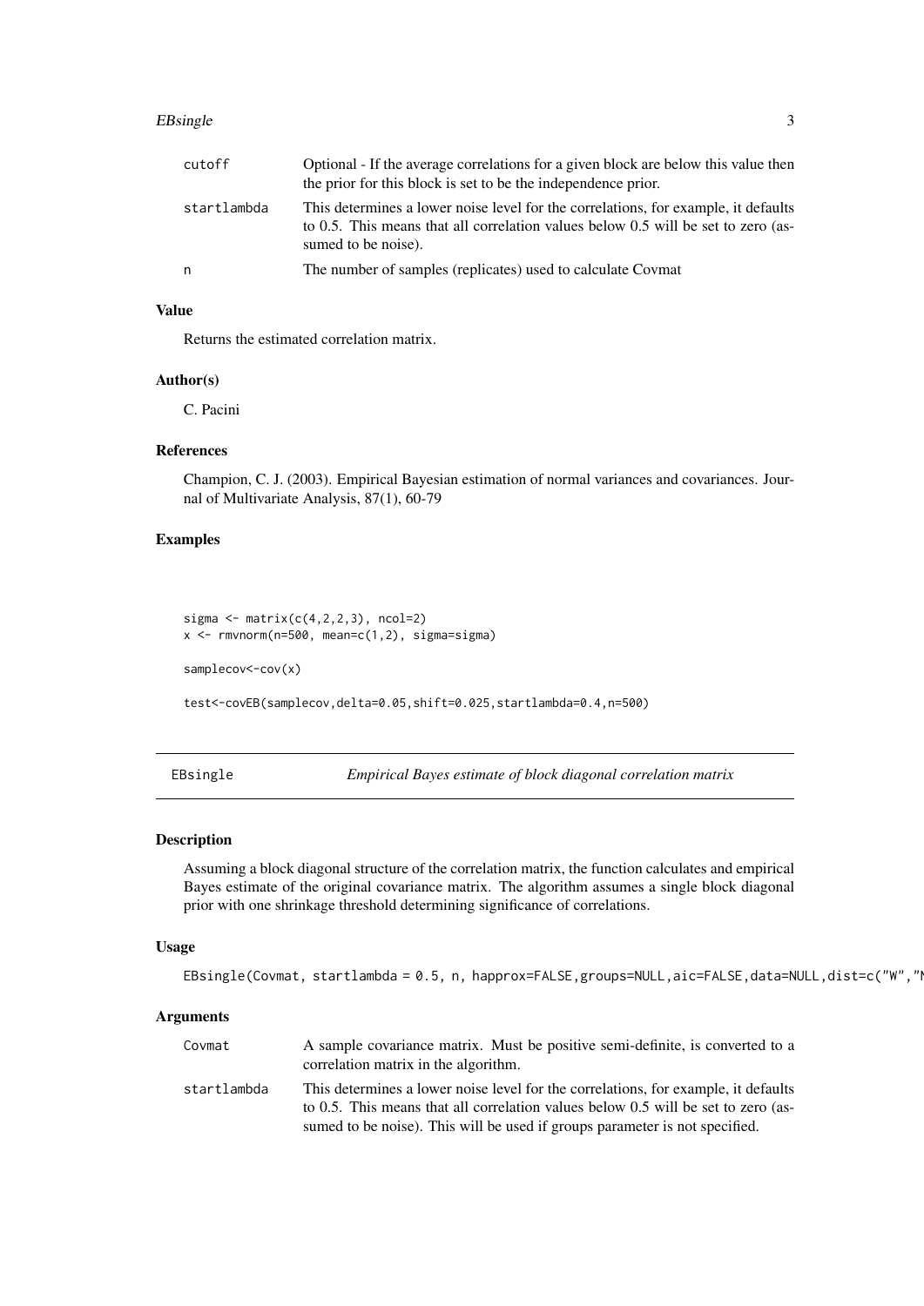| | |
|---|---|
| cutoff | Optional - If the average correlations for a given block are below this value then the prior for this block is set to be the independence prior. |
| startlambda | This determines a lower noise level for the correlations, for example, it defaults to 0.5. This means that all correlation values below 0.5 will be set to zero (assumed to be noise). |
| n | The number of samples (replicates) used to calculate Covmat |

### Value

Returns the estimated correlation matrix.

### Author(s)

C. Pacini

### References

Champion, C. J. (2003). Empirical Bayesian estimation of normal variances and covariances. Journal of Multivariate Analysis, 87(1), 60-79

### Examples

```
sigma <- matrix(c(4,2,2,3), ncol=2)
x <- rmvnorm(n=500, mean=c(1,2), sigma=sigma)

samplecov<-cov(x)

test<-covEB(samplecov,delta=0.05,shift=0.025,startlambda=0.4,n=500)
```

---

## EBsingle — *Empirical Bayes estimate of block diagonal correlation matrix*

### Description

Assuming a block diagonal structure of the correlation matrix, the function calculates and empirical Bayes estimate of the original covariance matrix. The algorithm assumes a single block diagonal prior with one shrinkage threshold determining significance of correlations.

### Usage

```
EBsingle(Covmat, startlambda = 0.5, n, happrox=FALSE,groups=NULL,aic=FALSE,data=NULL,dist=c("W","N
```

### Arguments

| | |
|---|---|
| Covmat | A sample covariance matrix. Must be positive semi-definite, is converted to a correlation matrix in the algorithm. |
| startlambda | This determines a lower noise level for the correlations, for example, it defaults to 0.5. This means that all correlation values below 0.5 will be set to zero (assumed to be noise). This will be used if groups parameter is not specified. |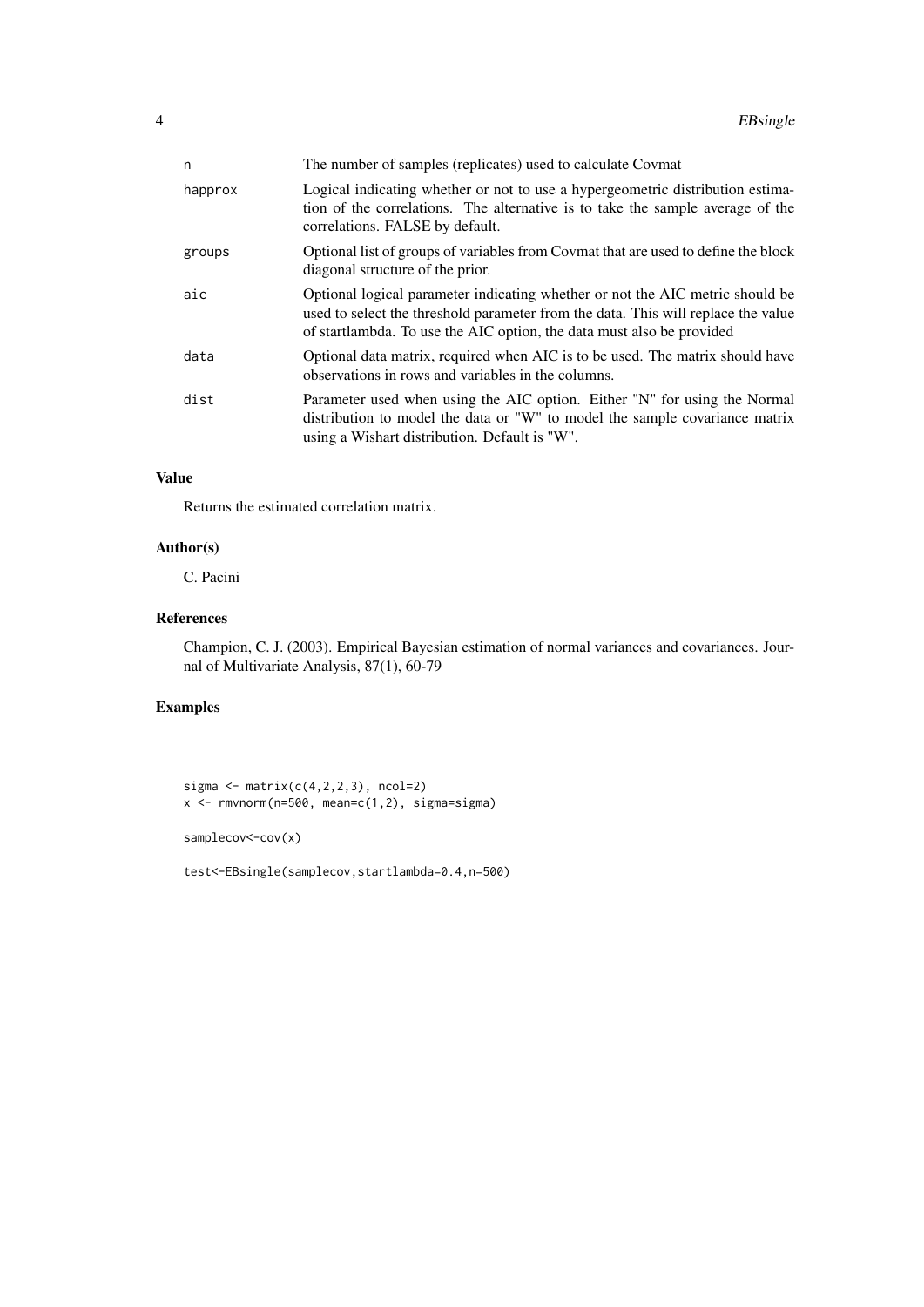| | |
|---|---|
| `n` | The number of samples (replicates) used to calculate Covmat |
| `happrox` | Logical indicating whether or not to use a hypergeometric distribution estimation of the correlations. The alternative is to take the sample average of the correlations. FALSE by default. |
| `groups` | Optional list of groups of variables from Covmat that are used to define the block diagonal structure of the prior. |
| `aic` | Optional logical parameter indicating whether or not the AIC metric should be used to select the threshold parameter from the data. This will replace the value of startlambda. To use the AIC option, the data must also be provided |
| `data` | Optional data matrix, required when AIC is to be used. The matrix should have observations in rows and variables in the columns. |
| `dist` | Parameter used when using the AIC option. Either "N" for using the Normal distribution to model the data or "W" to model the sample covariance matrix using a Wishart distribution. Default is "W". |

## Value

Returns the estimated correlation matrix.

## Author(s)

C. Pacini

## References

Champion, C. J. (2003). Empirical Bayesian estimation of normal variances and covariances. Journal of Multivariate Analysis, 87(1), 60-79

## Examples

```
sigma <- matrix(c(4,2,2,3), ncol=2)
x <- rmvnorm(n=500, mean=c(1,2), sigma=sigma)

samplecov<-cov(x)

test<-EBsingle(samplecov,startlambda=0.4,n=500)
```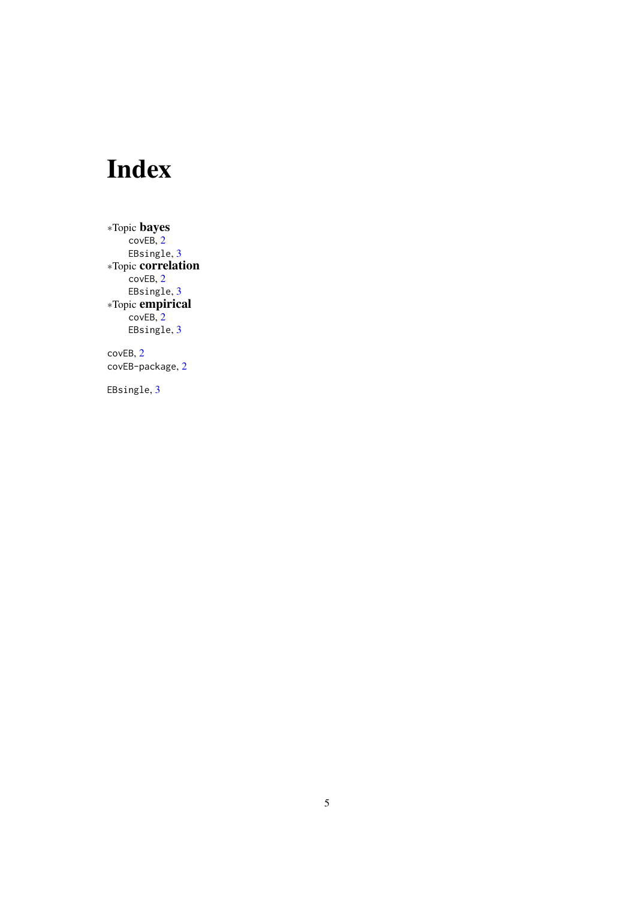# Index

*Topic **bayes**
- covEB, 2
- EBsingle, 3

*Topic **correlation**
- covEB, 2
- EBsingle, 3

*Topic **empirical**
- covEB, 2
- EBsingle, 3

covEB, 2
covEB-package, 2

EBsingle, 3